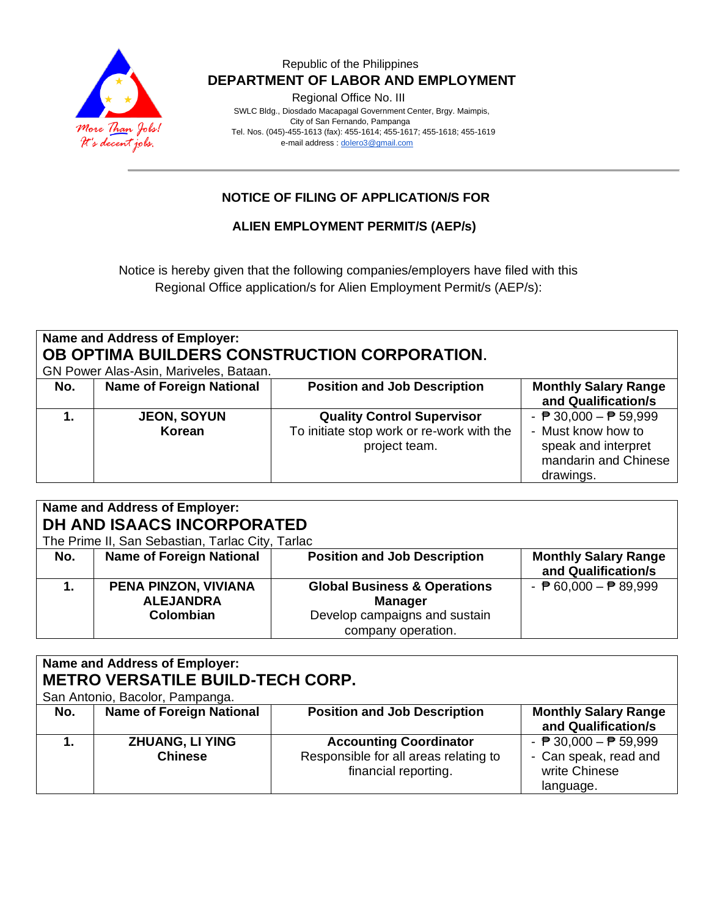Republic of the Philippines

**DEPARTMENT OF LABOR AND EMPLOYMENT**

Regional Office No. III

SWLC Bldg., Diosdado Macapagal Government Center, Brgy. Maimpis,
City of San Fernando, Pampanga
Tel. Nos. (045)-455-1613 (fax): 455-1614; 455-1617; 455-1618; 455-1619
e-mail address : dolero3@gmail.com

More Than Jobs! It's decent jobs.

## NOTICE OF FILING OF APPLICATION/S FOR

## ALIEN EMPLOYMENT PERMIT/S (AEP/s)

Notice is hereby given that the following companies/employers have filed with this Regional Office application/s for Alien Employment Permit/s (AEP/s):

**Name and Address of Employer:**
**OB OPTIMA BUILDERS CONSTRUCTION CORPORATION**.
GN Power Alas-Asin, Mariveles, Bataan.

| No. | Name of Foreign National | Position and Job Description | Monthly Salary Range and Qualification/s |
|---|---|---|---|
| **1.** | **JEON, SOYUN**<br>**Korean** | **Quality Control Supervisor**<br>To initiate stop work or re-work with the project team. | - ₱ 30,000 – ₱ 59,999<br>- Must know how to speak and interpret mandarin and Chinese drawings. |

**Name and Address of Employer:**
**DH AND ISAACS INCORPORATED**
The Prime II, San Sebastian, Tarlac City, Tarlac

| No. | Name of Foreign National | Position and Job Description | Monthly Salary Range and Qualification/s |
|---|---|---|---|
| **1.** | **PENA PINZON, VIVIANA ALEJANDRA**<br>**Colombian** | **Global Business & Operations Manager**<br>Develop campaigns and sustain company operation. | - ₱ 60,000 – ₱ 89,999 |

**Name and Address of Employer:**
**METRO VERSATILE BUILD-TECH CORP.**
San Antonio, Bacolor, Pampanga.

| No. | Name of Foreign National | Position and Job Description | Monthly Salary Range and Qualification/s |
|---|---|---|---|
| **1.** | **ZHUANG, LI YING**<br>**Chinese** | **Accounting Coordinator**<br>Responsible for all areas relating to financial reporting. | - ₱ 30,000 – ₱ 59,999<br>- Can speak, read and write Chinese language. |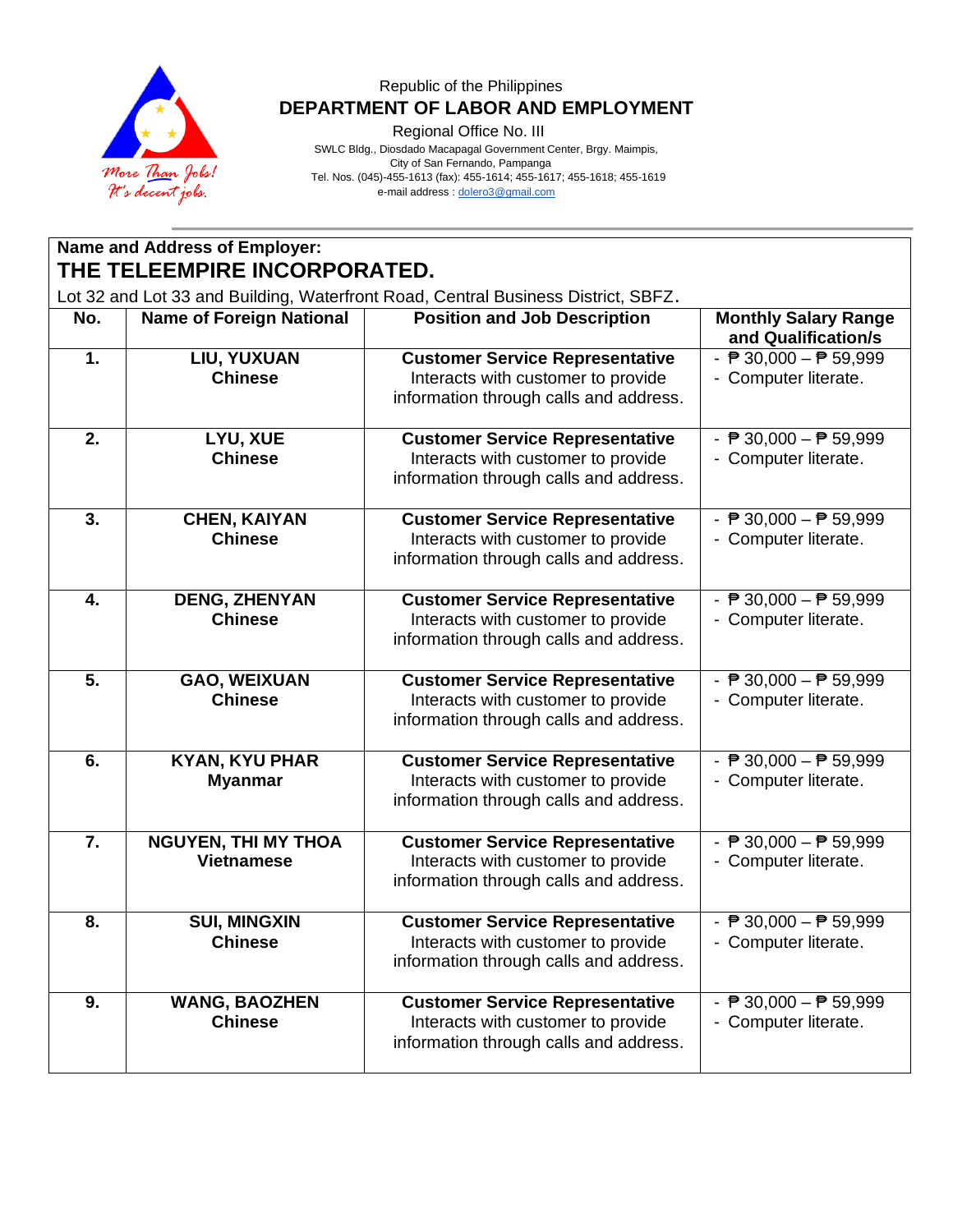Republic of the Philippines

**DEPARTMENT OF LABOR AND EMPLOYMENT**

Regional Office No. III

SWLC Bldg., Diosdado Macapagal Government Center, Brgy. Maimpis,
City of San Fernando, Pampanga
Tel. Nos. (045)-455-1613 (fax): 455-1614; 455-1617; 455-1618; 455-1619
e-mail address : dolero3@gmail.com

**Name and Address of Employer:**

## THE TELEEMPIRE INCORPORATED.

Lot 32 and Lot 33 and Building, Waterfront Road, Central Business District, SBFZ.

| No. | Name of Foreign National | Position and Job Description | Monthly Salary Range and Qualification/s |
|---|---|---|---|
| **1.** | **LIU, YUXUAN**<br>**Chinese** | **Customer Service Representative**<br>Interacts with customer to provide information through calls and address. | - ₱ 30,000 – ₱ 59,999<br>- Computer literate. |
| **2.** | **LYU, XUE**<br>**Chinese** | **Customer Service Representative**<br>Interacts with customer to provide information through calls and address. | - ₱ 30,000 – ₱ 59,999<br>- Computer literate. |
| **3.** | **CHEN, KAIYAN**<br>**Chinese** | **Customer Service Representative**<br>Interacts with customer to provide information through calls and address. | - ₱ 30,000 – ₱ 59,999<br>- Computer literate. |
| **4.** | **DENG, ZHENYAN**<br>**Chinese** | **Customer Service Representative**<br>Interacts with customer to provide information through calls and address. | - ₱ 30,000 – ₱ 59,999<br>- Computer literate. |
| **5.** | **GAO, WEIXUAN**<br>**Chinese** | **Customer Service Representative**<br>Interacts with customer to provide information through calls and address. | - ₱ 30,000 – ₱ 59,999<br>- Computer literate. |
| **6.** | **KYAN, KYU PHAR**<br>**Myanmar** | **Customer Service Representative**<br>Interacts with customer to provide information through calls and address. | - ₱ 30,000 – ₱ 59,999<br>- Computer literate. |
| **7.** | **NGUYEN, THI MY THOA**<br>**Vietnamese** | **Customer Service Representative**<br>Interacts with customer to provide information through calls and address. | - ₱ 30,000 – ₱ 59,999<br>- Computer literate. |
| **8.** | **SUI, MINGXIN**<br>**Chinese** | **Customer Service Representative**<br>Interacts with customer to provide information through calls and address. | - ₱ 30,000 – ₱ 59,999<br>- Computer literate. |
| **9.** | **WANG, BAOZHEN**<br>**Chinese** | **Customer Service Representative**<br>Interacts with customer to provide information through calls and address. | - ₱ 30,000 – ₱ 59,999<br>- Computer literate. |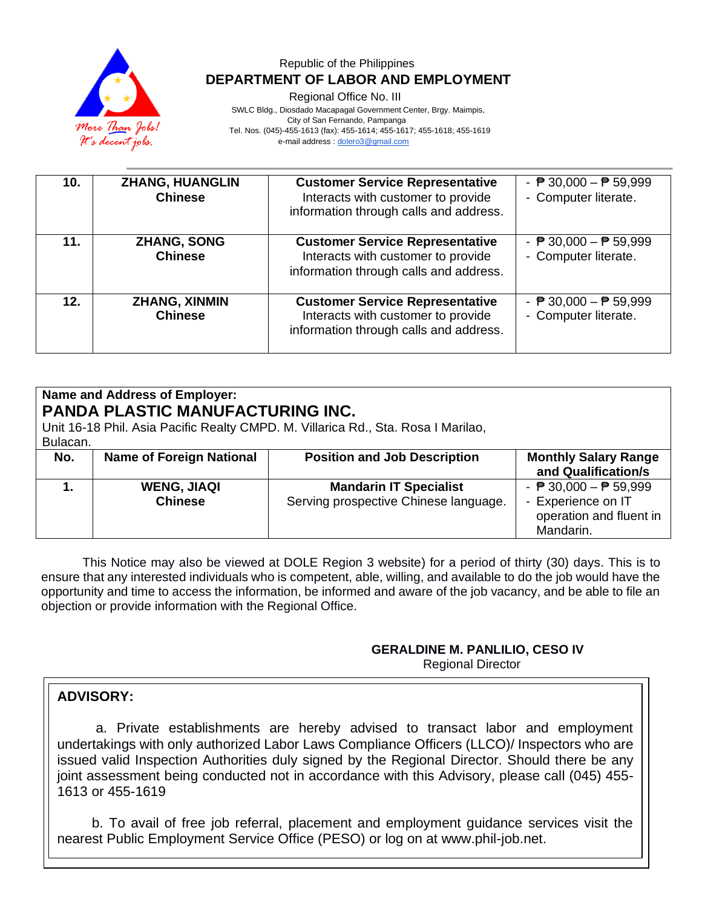Republic of the Philippines
**DEPARTMENT OF LABOR AND EMPLOYMENT**
Regional Office No. III
SWLC Bldg., Diosdado Macapagal Government Center, Brgy. Maimpis,
City of San Fernando, Pampanga
Tel. Nos. (045)-455-1613 (fax): 455-1614; 455-1617; 455-1618; 455-1619
e-mail address : dolero3@gmail.com

| | | | |
|---|---|---|---|
| **10.** | **ZHANG, HUANGLIN**<br>**Chinese** | **Customer Service Representative**<br>Interacts with customer to provide information through calls and address. | - ₱ 30,000 – ₱ 59,999<br>- Computer literate. |
| **11.** | **ZHANG, SONG**<br>**Chinese** | **Customer Service Representative**<br>Interacts with customer to provide information through calls and address. | - ₱ 30,000 – ₱ 59,999<br>- Computer literate. |
| **12.** | **ZHANG, XINMIN**<br>**Chinese** | **Customer Service Representative**<br>Interacts with customer to provide information through calls and address. | - ₱ 30,000 – ₱ 59,999<br>- Computer literate. |

**Name and Address of Employer:**
**PANDA PLASTIC MANUFACTURING INC.**
Unit 16-18 Phil. Asia Pacific Realty CMPD. M. Villarica Rd., Sta. Rosa I Marilao, Bulacan.

| No. | Name of Foreign National | Position and Job Description | Monthly Salary Range and Qualification/s |
|---|---|---|---|
| **1.** | **WENG, JIAQI**<br>**Chinese** | **Mandarin IT Specialist**<br>Serving prospective Chinese language. | - ₱ 30,000 – ₱ 59,999<br>- Experience on IT operation and fluent in Mandarin. |

This Notice may also be viewed at DOLE Region 3 website) for a period of thirty (30) days. This is to ensure that any interested individuals who is competent, able, willing, and available to do the job would have the opportunity and time to access the information, be informed and aware of the job vacancy, and be able to file an objection or provide information with the Regional Office.

**GERALDINE M. PANLILIO, CESO IV**
Regional Director

**ADVISORY:**

a. Private establishments are hereby advised to transact labor and employment undertakings with only authorized Labor Laws Compliance Officers (LLCO)/ Inspectors who are issued valid Inspection Authorities duly signed by the Regional Director. Should there be any joint assessment being conducted not in accordance with this Advisory, please call (045) 455-1613 or 455-1619

b. To avail of free job referral, placement and employment guidance services visit the nearest Public Employment Service Office (PESO) or log on at www.phil-job.net.